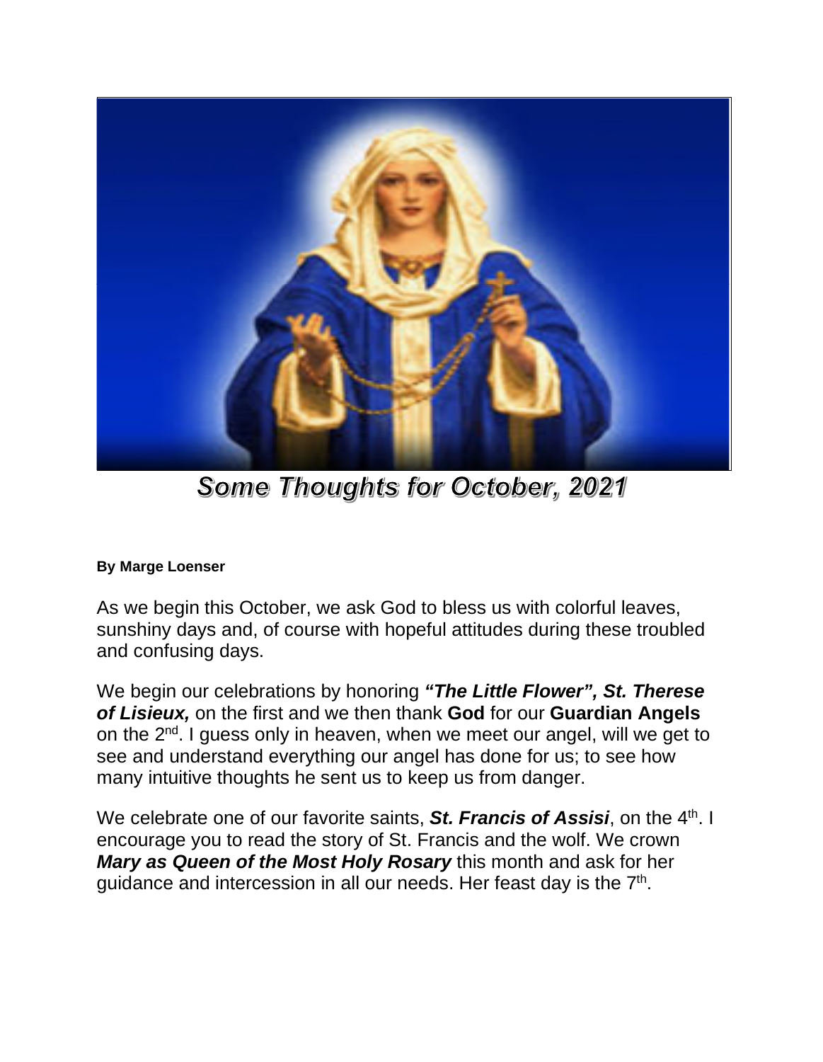# Some Thoughts for October, 2021

**By Marge Loenser**

As we begin this October, we ask God to bless us with colorful leaves, sunshiny days and, of course with hopeful attitudes during these troubled and confusing days.

We begin our celebrations by honoring ***"The Little Flower", St. Therese of Lisieux,*** on the first and we then thank **God** for our **Guardian Angels** on the 2nd. I guess only in heaven, when we meet our angel, will we get to see and understand everything our angel has done for us; to see how many intuitive thoughts he sent us to keep us from danger.

We celebrate one of our favorite saints, ***St. Francis of Assisi***, on the 4th. I encourage you to read the story of St. Francis and the wolf. We crown ***Mary as Queen of the Most Holy Rosary*** this month and ask for her guidance and intercession in all our needs. Her feast day is the 7th.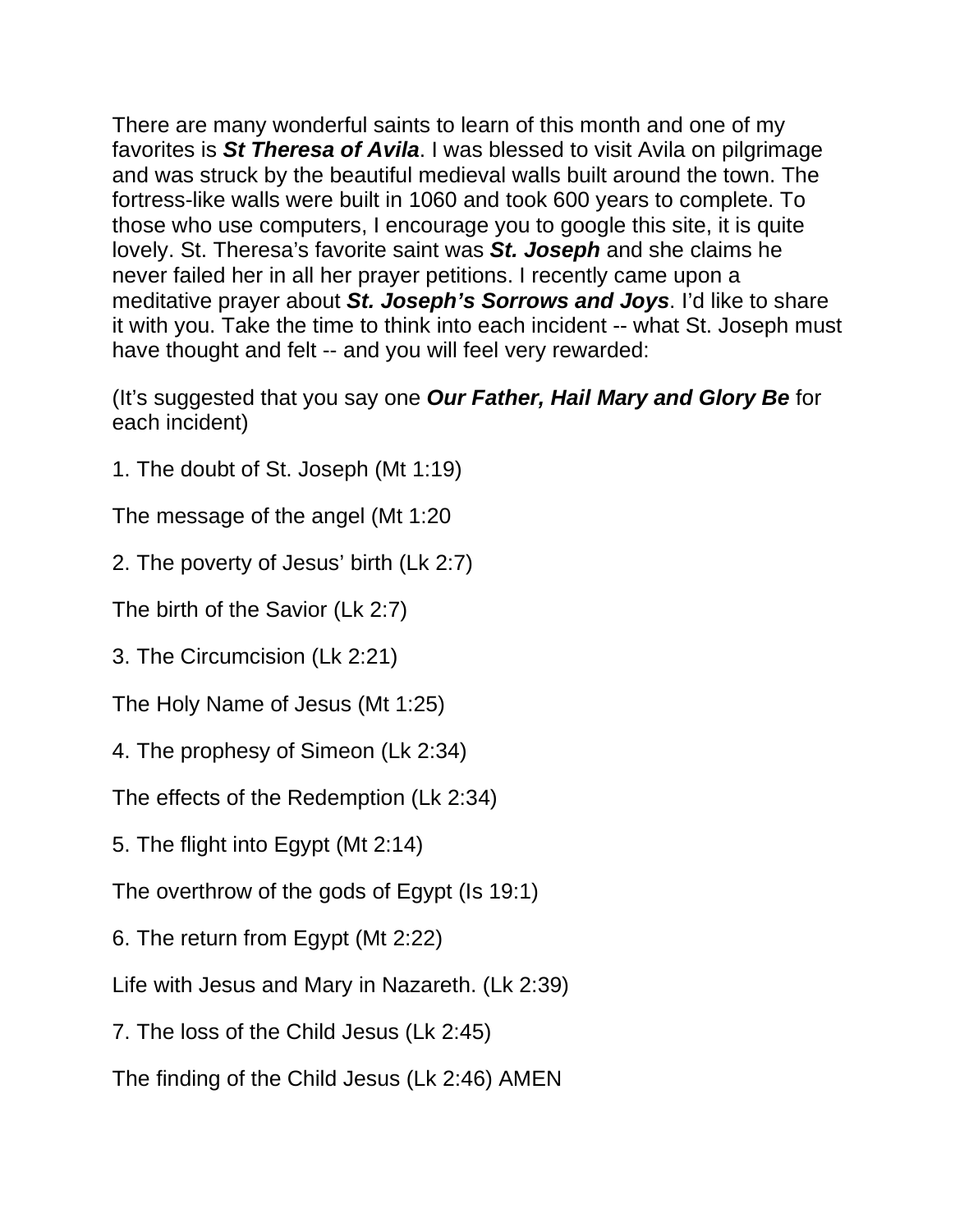There are many wonderful saints to learn of this month and one of my favorites is ***St Theresa of Avila***. I was blessed to visit Avila on pilgrimage and was struck by the beautiful medieval walls built around the town. The fortress-like walls were built in 1060 and took 600 years to complete. To those who use computers, I encourage you to google this site, it is quite lovely. St. Theresa's favorite saint was ***St. Joseph*** and she claims he never failed her in all her prayer petitions. I recently came upon a meditative prayer about ***St. Joseph's Sorrows and Joys***. I'd like to share it with you. Take the time to think into each incident -- what St. Joseph must have thought and felt -- and you will feel very rewarded:

(It's suggested that you say one ***Our Father, Hail Mary and Glory Be*** for each incident)

1. The doubt of St. Joseph (Mt 1:19)

The message of the angel (Mt 1:20

2. The poverty of Jesus' birth (Lk 2:7)

The birth of the Savior (Lk 2:7)

3. The Circumcision (Lk 2:21)

The Holy Name of Jesus (Mt 1:25)

4. The prophesy of Simeon (Lk 2:34)

The effects of the Redemption (Lk 2:34)

5. The flight into Egypt (Mt 2:14)

The overthrow of the gods of Egypt (Is 19:1)

6. The return from Egypt (Mt 2:22)

Life with Jesus and Mary in Nazareth. (Lk 2:39)

7. The loss of the Child Jesus (Lk 2:45)

The finding of the Child Jesus (Lk 2:46) AMEN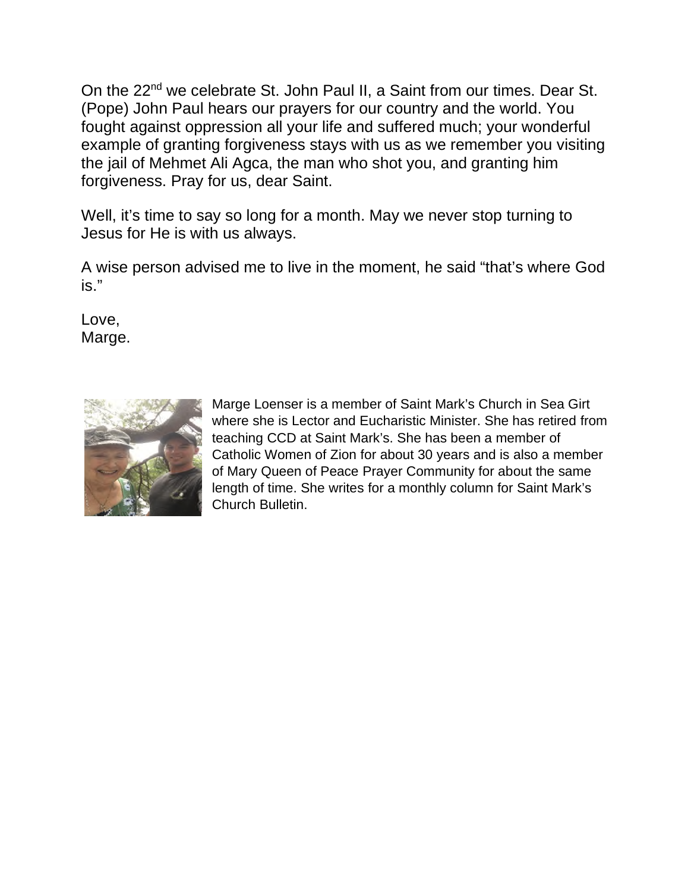On the 22nd we celebrate St. John Paul II, a Saint from our times. Dear St. (Pope) John Paul hears our prayers for our country and the world. You fought against oppression all your life and suffered much; your wonderful example of granting forgiveness stays with us as we remember you visiting the jail of Mehmet Ali Agca, the man who shot you, and granting him forgiveness. Pray for us, dear Saint.

Well, it's time to say so long for a month. May we never stop turning to Jesus for He is with us always.

A wise person advised me to live in the moment, he said "that's where God is."

Love,
Marge.

Marge Loenser is a member of Saint Mark's Church in Sea Girt where she is Lector and Eucharistic Minister. She has retired from teaching CCD at Saint Mark's. She has been a member of Catholic Women of Zion for about 30 years and is also a member of Mary Queen of Peace Prayer Community for about the same length of time. She writes for a monthly column for Saint Mark's Church Bulletin.